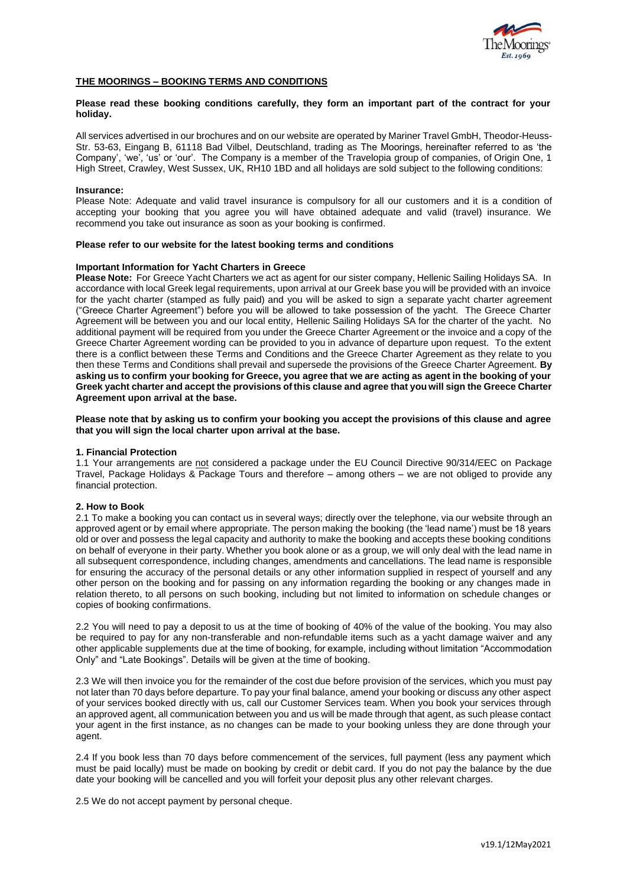## THE MOORINGS – BOOKING TERMS AND CONDITIONS

**Please read these booking conditions carefully, they form an important part of the contract for your holiday.**

All services advertised in our brochures and on our website are operated by Mariner Travel GmbH, Theodor-Heuss-Str. 53-63, Eingang B, 61118 Bad Vilbel, Deutschland, trading as The Moorings, hereinafter referred to as 'the Company', 'we', 'us' or 'our'. The Company is a member of the Travelopia group of companies, of Origin One, 1 High Street, Crawley, West Sussex, UK, RH10 1BD and all holidays are sold subject to the following conditions:

**Insurance:**

Please Note: Adequate and valid travel insurance is compulsory for all our customers and it is a condition of accepting your booking that you agree you will have obtained adequate and valid (travel) insurance. We recommend you take out insurance as soon as your booking is confirmed.

**Please refer to our website for the latest booking terms and conditions**

**Important Information for Yacht Charters in Greece**

**Please Note:** For Greece Yacht Charters we act as agent for our sister company, Hellenic Sailing Holidays SA. In accordance with local Greek legal requirements, upon arrival at our Greek base you will be provided with an invoice for the yacht charter (stamped as fully paid) and you will be asked to sign a separate yacht charter agreement ("Greece Charter Agreement") before you will be allowed to take possession of the yacht. The Greece Charter Agreement will be between you and our local entity, Hellenic Sailing Holidays SA for the charter of the yacht. No additional payment will be required from you under the Greece Charter Agreement or the invoice and a copy of the Greece Charter Agreement wording can be provided to you in advance of departure upon request. To the extent there is a conflict between these Terms and Conditions and the Greece Charter Agreement as they relate to you then these Terms and Conditions shall prevail and supersede the provisions of the Greece Charter Agreement. **By asking us to confirm your booking for Greece, you agree that we are acting as agent in the booking of your Greek yacht charter and accept the provisions of this clause and agree that you will sign the Greece Charter Agreement upon arrival at the base.**

**Please note that by asking us to confirm your booking you accept the provisions of this clause and agree that you will sign the local charter upon arrival at the base.**

### 1. Financial Protection

1.1 Your arrangements are not considered a package under the EU Council Directive 90/314/EEC on Package Travel, Package Holidays & Package Tours and therefore – among others – we are not obliged to provide any financial protection.

### 2. How to Book

2.1 To make a booking you can contact us in several ways; directly over the telephone, via our website through an approved agent or by email where appropriate. The person making the booking (the 'lead name') must be 18 years old or over and possess the legal capacity and authority to make the booking and accepts these booking conditions on behalf of everyone in their party. Whether you book alone or as a group, we will only deal with the lead name in all subsequent correspondence, including changes, amendments and cancellations. The lead name is responsible for ensuring the accuracy of the personal details or any other information supplied in respect of yourself and any other person on the booking and for passing on any information regarding the booking or any changes made in relation thereto, to all persons on such booking, including but not limited to information on schedule changes or copies of booking confirmations.

2.2 You will need to pay a deposit to us at the time of booking of 40% of the value of the booking. You may also be required to pay for any non-transferable and non-refundable items such as a yacht damage waiver and any other applicable supplements due at the time of booking, for example, including without limitation "Accommodation Only" and "Late Bookings". Details will be given at the time of booking.

2.3 We will then invoice you for the remainder of the cost due before provision of the services, which you must pay not later than 70 days before departure. To pay your final balance, amend your booking or discuss any other aspect of your services booked directly with us, call our Customer Services team. When you book your services through an approved agent, all communication between you and us will be made through that agent, as such please contact your agent in the first instance, as no changes can be made to your booking unless they are done through your agent.

2.4 If you book less than 70 days before commencement of the services, full payment (less any payment which must be paid locally) must be made on booking by credit or debit card. If you do not pay the balance by the due date your booking will be cancelled and you will forfeit your deposit plus any other relevant charges.

2.5 We do not accept payment by personal cheque.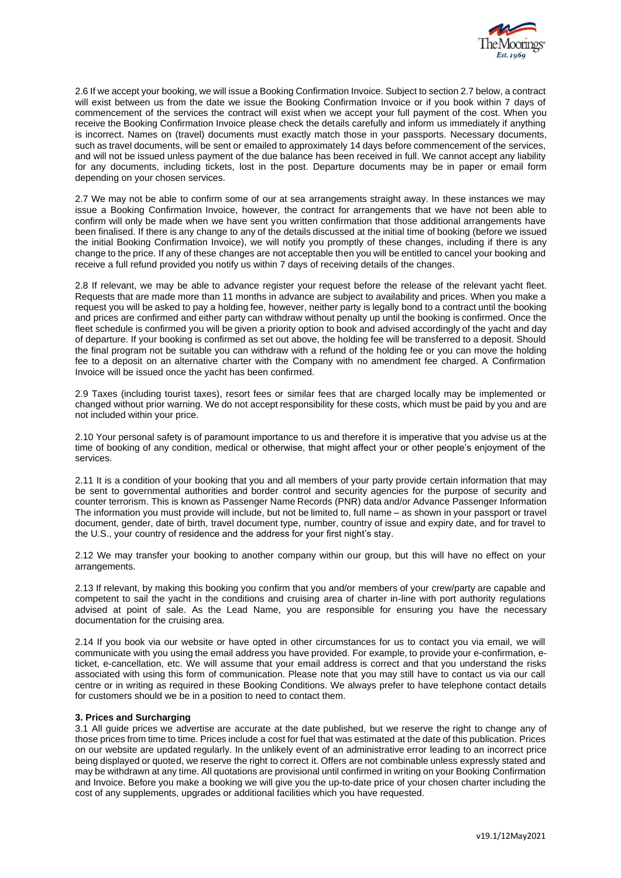2.6 If we accept your booking, we will issue a Booking Confirmation Invoice. Subject to section 2.7 below, a contract will exist between us from the date we issue the Booking Confirmation Invoice or if you book within 7 days of commencement of the services the contract will exist when we accept your full payment of the cost. When you receive the Booking Confirmation Invoice please check the details carefully and inform us immediately if anything is incorrect. Names on (travel) documents must exactly match those in your passports. Necessary documents, such as travel documents, will be sent or emailed to approximately 14 days before commencement of the services, and will not be issued unless payment of the due balance has been received in full. We cannot accept any liability for any documents, including tickets, lost in the post. Departure documents may be in paper or email form depending on your chosen services.

2.7 We may not be able to confirm some of our at sea arrangements straight away. In these instances we may issue a Booking Confirmation Invoice, however, the contract for arrangements that we have not been able to confirm will only be made when we have sent you written confirmation that those additional arrangements have been finalised. If there is any change to any of the details discussed at the initial time of booking (before we issued the initial Booking Confirmation Invoice), we will notify you promptly of these changes, including if there is any change to the price. If any of these changes are not acceptable then you will be entitled to cancel your booking and receive a full refund provided you notify us within 7 days of receiving details of the changes.

2.8 If relevant, we may be able to advance register your request before the release of the relevant yacht fleet. Requests that are made more than 11 months in advance are subject to availability and prices. When you make a request you will be asked to pay a holding fee, however, neither party is legally bond to a contract until the booking and prices are confirmed and either party can withdraw without penalty up until the booking is confirmed. Once the fleet schedule is confirmed you will be given a priority option to book and advised accordingly of the yacht and day of departure. If your booking is confirmed as set out above, the holding fee will be transferred to a deposit. Should the final program not be suitable you can withdraw with a refund of the holding fee or you can move the holding fee to a deposit on an alternative charter with the Company with no amendment fee charged. A Confirmation Invoice will be issued once the yacht has been confirmed.

2.9 Taxes (including tourist taxes), resort fees or similar fees that are charged locally may be implemented or changed without prior warning. We do not accept responsibility for these costs, which must be paid by you and are not included within your price.

2.10 Your personal safety is of paramount importance to us and therefore it is imperative that you advise us at the time of booking of any condition, medical or otherwise, that might affect your or other people's enjoyment of the services.

2.11 It is a condition of your booking that you and all members of your party provide certain information that may be sent to governmental authorities and border control and security agencies for the purpose of security and counter terrorism. This is known as Passenger Name Records (PNR) data and/or Advance Passenger Information The information you must provide will include, but not be limited to, full name – as shown in your passport or travel document, gender, date of birth, travel document type, number, country of issue and expiry date, and for travel to the U.S., your country of residence and the address for your first night's stay.

2.12 We may transfer your booking to another company within our group, but this will have no effect on your arrangements.

2.13 If relevant, by making this booking you confirm that you and/or members of your crew/party are capable and competent to sail the yacht in the conditions and cruising area of charter in-line with port authority regulations advised at point of sale. As the Lead Name, you are responsible for ensuring you have the necessary documentation for the cruising area.

2.14 If you book via our website or have opted in other circumstances for us to contact you via email, we will communicate with you using the email address you have provided. For example, to provide your e-confirmation, e-ticket, e-cancellation, etc. We will assume that your email address is correct and that you understand the risks associated with using this form of communication. Please note that you may still have to contact us via our call centre or in writing as required in these Booking Conditions. We always prefer to have telephone contact details for customers should we be in a position to need to contact them.

**3. Prices and Surcharging**

3.1 All guide prices we advertise are accurate at the date published, but we reserve the right to change any of those prices from time to time. Prices include a cost for fuel that was estimated at the date of this publication. Prices on our website are updated regularly. In the unlikely event of an administrative error leading to an incorrect price being displayed or quoted, we reserve the right to correct it. Offers are not combinable unless expressly stated and may be withdrawn at any time. All quotations are provisional until confirmed in writing on your Booking Confirmation and Invoice. Before you make a booking we will give you the up-to-date price of your chosen charter including the cost of any supplements, upgrades or additional facilities which you have requested.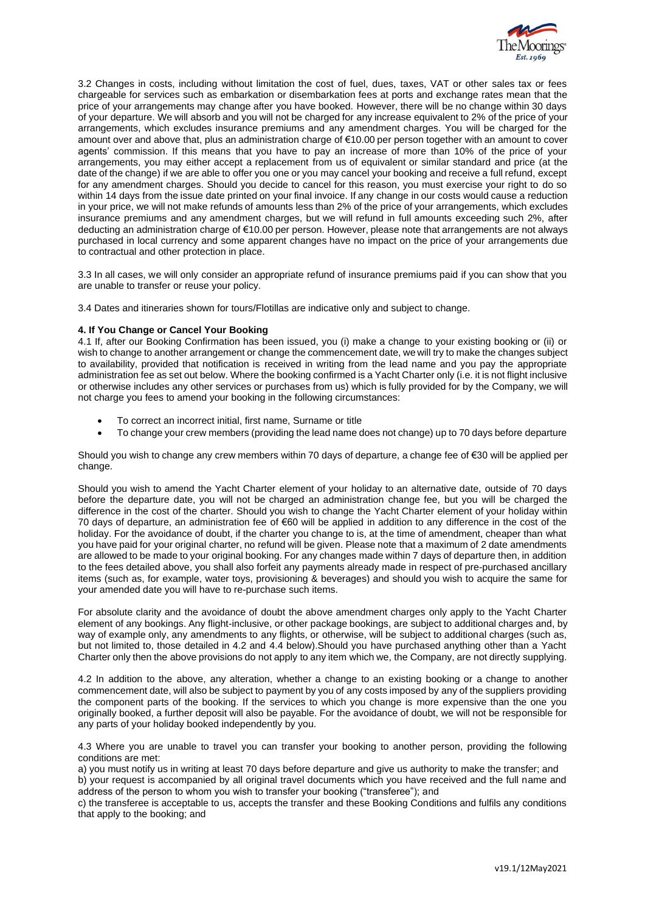3.2 Changes in costs, including without limitation the cost of fuel, dues, taxes, VAT or other sales tax or fees chargeable for services such as embarkation or disembarkation fees at ports and exchange rates mean that the price of your arrangements may change after you have booked. However, there will be no change within 30 days of your departure. We will absorb and you will not be charged for any increase equivalent to 2% of the price of your arrangements, which excludes insurance premiums and any amendment charges. You will be charged for the amount over and above that, plus an administration charge of €10.00 per person together with an amount to cover agents' commission. If this means that you have to pay an increase of more than 10% of the price of your arrangements, you may either accept a replacement from us of equivalent or similar standard and price (at the date of the change) if we are able to offer you one or you may cancel your booking and receive a full refund, except for any amendment charges. Should you decide to cancel for this reason, you must exercise your right to do so within 14 days from the issue date printed on your final invoice. If any change in our costs would cause a reduction in your price, we will not make refunds of amounts less than 2% of the price of your arrangements, which excludes insurance premiums and any amendment charges, but we will refund in full amounts exceeding such 2%, after deducting an administration charge of €10.00 per person. However, please note that arrangements are not always purchased in local currency and some apparent changes have no impact on the price of your arrangements due to contractual and other protection in place.

3.3 In all cases, we will only consider an appropriate refund of insurance premiums paid if you can show that you are unable to transfer or reuse your policy.

3.4 Dates and itineraries shown for tours/Flotillas are indicative only and subject to change.

## 4. If You Change or Cancel Your Booking

4.1 If, after our Booking Confirmation has been issued, you (i) make a change to your existing booking or (ii) or wish to change to another arrangement or change the commencement date, we will try to make the changes subject to availability, provided that notification is received in writing from the lead name and you pay the appropriate administration fee as set out below. Where the booking confirmed is a Yacht Charter only (i.e. it is not flight inclusive or otherwise includes any other services or purchases from us) which is fully provided for by the Company, we will not charge you fees to amend your booking in the following circumstances:

- To correct an incorrect initial, first name, Surname or title
- To change your crew members (providing the lead name does not change) up to 70 days before departure

Should you wish to change any crew members within 70 days of departure, a change fee of €30 will be applied per change.

Should you wish to amend the Yacht Charter element of your holiday to an alternative date, outside of 70 days before the departure date, you will not be charged an administration change fee, but you will be charged the difference in the cost of the charter. Should you wish to change the Yacht Charter element of your holiday within 70 days of departure, an administration fee of €60 will be applied in addition to any difference in the cost of the holiday. For the avoidance of doubt, if the charter you change to is, at the time of amendment, cheaper than what you have paid for your original charter, no refund will be given. Please note that a maximum of 2 date amendments are allowed to be made to your original booking. For any changes made within 7 days of departure then, in addition to the fees detailed above, you shall also forfeit any payments already made in respect of pre-purchased ancillary items (such as, for example, water toys, provisioning & beverages) and should you wish to acquire the same for your amended date you will have to re-purchase such items.

For absolute clarity and the avoidance of doubt the above amendment charges only apply to the Yacht Charter element of any bookings. Any flight-inclusive, or other package bookings, are subject to additional charges and, by way of example only, any amendments to any flights, or otherwise, will be subject to additional charges (such as, but not limited to, those detailed in 4.2 and 4.4 below).Should you have purchased anything other than a Yacht Charter only then the above provisions do not apply to any item which we, the Company, are not directly supplying.

4.2 In addition to the above, any alteration, whether a change to an existing booking or a change to another commencement date, will also be subject to payment by you of any costs imposed by any of the suppliers providing the component parts of the booking. If the services to which you change is more expensive than the one you originally booked, a further deposit will also be payable. For the avoidance of doubt, we will not be responsible for any parts of your holiday booked independently by you.

4.3 Where you are unable to travel you can transfer your booking to another person, providing the following conditions are met:

a) you must notify us in writing at least 70 days before departure and give us authority to make the transfer; and

b) your request is accompanied by all original travel documents which you have received and the full name and address of the person to whom you wish to transfer your booking ("transferee"); and

c) the transferee is acceptable to us, accepts the transfer and these Booking Conditions and fulfils any conditions that apply to the booking; and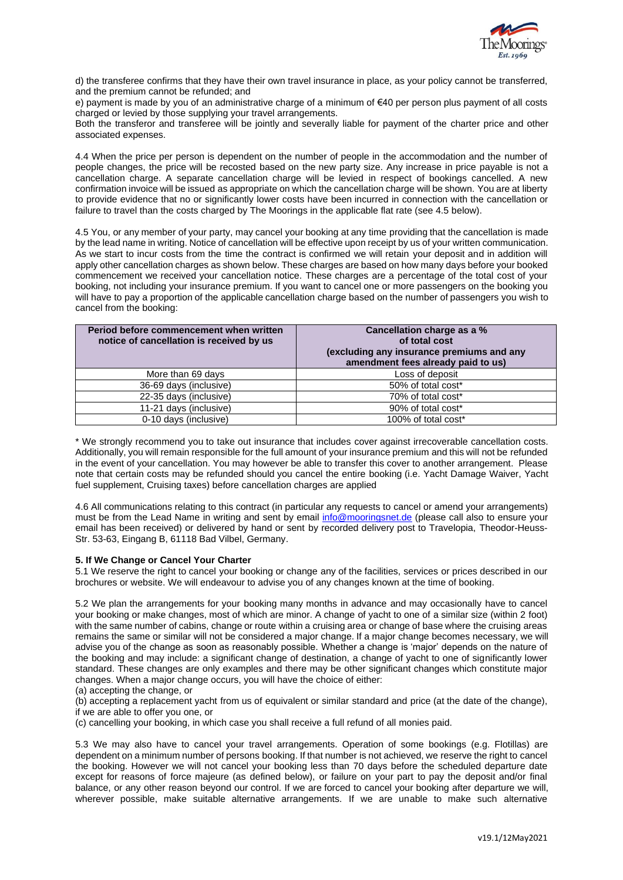d) the transferee confirms that they have their own travel insurance in place, as your policy cannot be transferred, and the premium cannot be refunded; and

e) payment is made by you of an administrative charge of a minimum of €40 per person plus payment of all costs charged or levied by those supplying your travel arrangements.

Both the transferor and transferee will be jointly and severally liable for payment of the charter price and other associated expenses.

4.4 When the price per person is dependent on the number of people in the accommodation and the number of people changes, the price will be recosted based on the new party size. Any increase in price payable is not a cancellation charge. A separate cancellation charge will be levied in respect of bookings cancelled. A new confirmation invoice will be issued as appropriate on which the cancellation charge will be shown. You are at liberty to provide evidence that no or significantly lower costs have been incurred in connection with the cancellation or failure to travel than the costs charged by The Moorings in the applicable flat rate (see 4.5 below).

4.5 You, or any member of your party, may cancel your booking at any time providing that the cancellation is made by the lead name in writing. Notice of cancellation will be effective upon receipt by us of your written communication. As we start to incur costs from the time the contract is confirmed we will retain your deposit and in addition will apply other cancellation charges as shown below. These charges are based on how many days before your booked commencement we received your cancellation notice. These charges are a percentage of the total cost of your booking, not including your insurance premium. If you want to cancel one or more passengers on the booking you will have to pay a proportion of the applicable cancellation charge based on the number of passengers you wish to cancel from the booking:

| Period before commencement when written notice of cancellation is received by us | Cancellation charge as a % of total cost (excluding any insurance premiums and any amendment fees already paid to us) |
|---|---|
| More than 69 days | Loss of deposit |
| 36-69 days (inclusive) | 50% of total cost* |
| 22-35 days (inclusive) | 70% of total cost* |
| 11-21 days (inclusive) | 90% of total cost* |
| 0-10 days (inclusive) | 100% of total cost* |

\* We strongly recommend you to take out insurance that includes cover against irrecoverable cancellation costs. Additionally, you will remain responsible for the full amount of your insurance premium and this will not be refunded in the event of your cancellation. You may however be able to transfer this cover to another arrangement. Please note that certain costs may be refunded should you cancel the entire booking (i.e. Yacht Damage Waiver, Yacht fuel supplement, Cruising taxes) before cancellation charges are applied

4.6 All communications relating to this contract (in particular any requests to cancel or amend your arrangements) must be from the Lead Name in writing and sent by email info@mooringsnet.de (please call also to ensure your email has been received) or delivered by hand or sent by recorded delivery post to Travelopia, Theodor-Heuss-Str. 53-63, Eingang B, 61118 Bad Vilbel, Germany.

## 5. If We Change or Cancel Your Charter

5.1 We reserve the right to cancel your booking or change any of the facilities, services or prices described in our brochures or website. We will endeavour to advise you of any changes known at the time of booking.

5.2 We plan the arrangements for your booking many months in advance and may occasionally have to cancel your booking or make changes, most of which are minor. A change of yacht to one of a similar size (within 2 foot) with the same number of cabins, change or route within a cruising area or change of base where the cruising areas remains the same or similar will not be considered a major change. If a major change becomes necessary, we will advise you of the change as soon as reasonably possible. Whether a change is 'major' depends on the nature of the booking and may include: a significant change of destination, a change of yacht to one of significantly lower standard. These changes are only examples and there may be other significant changes which constitute major changes. When a major change occurs, you will have the choice of either:

(a) accepting the change, or

(b) accepting a replacement yacht from us of equivalent or similar standard and price (at the date of the change), if we are able to offer you one, or

(c) cancelling your booking, in which case you shall receive a full refund of all monies paid.

5.3 We may also have to cancel your travel arrangements. Operation of some bookings (e.g. Flotillas) are dependent on a minimum number of persons booking. If that number is not achieved, we reserve the right to cancel the booking. However we will not cancel your booking less than 70 days before the scheduled departure date except for reasons of force majeure (as defined below), or failure on your part to pay the deposit and/or final balance, or any other reason beyond our control. If we are forced to cancel your booking after departure we will, wherever possible, make suitable alternative arrangements. If we are unable to make such alternative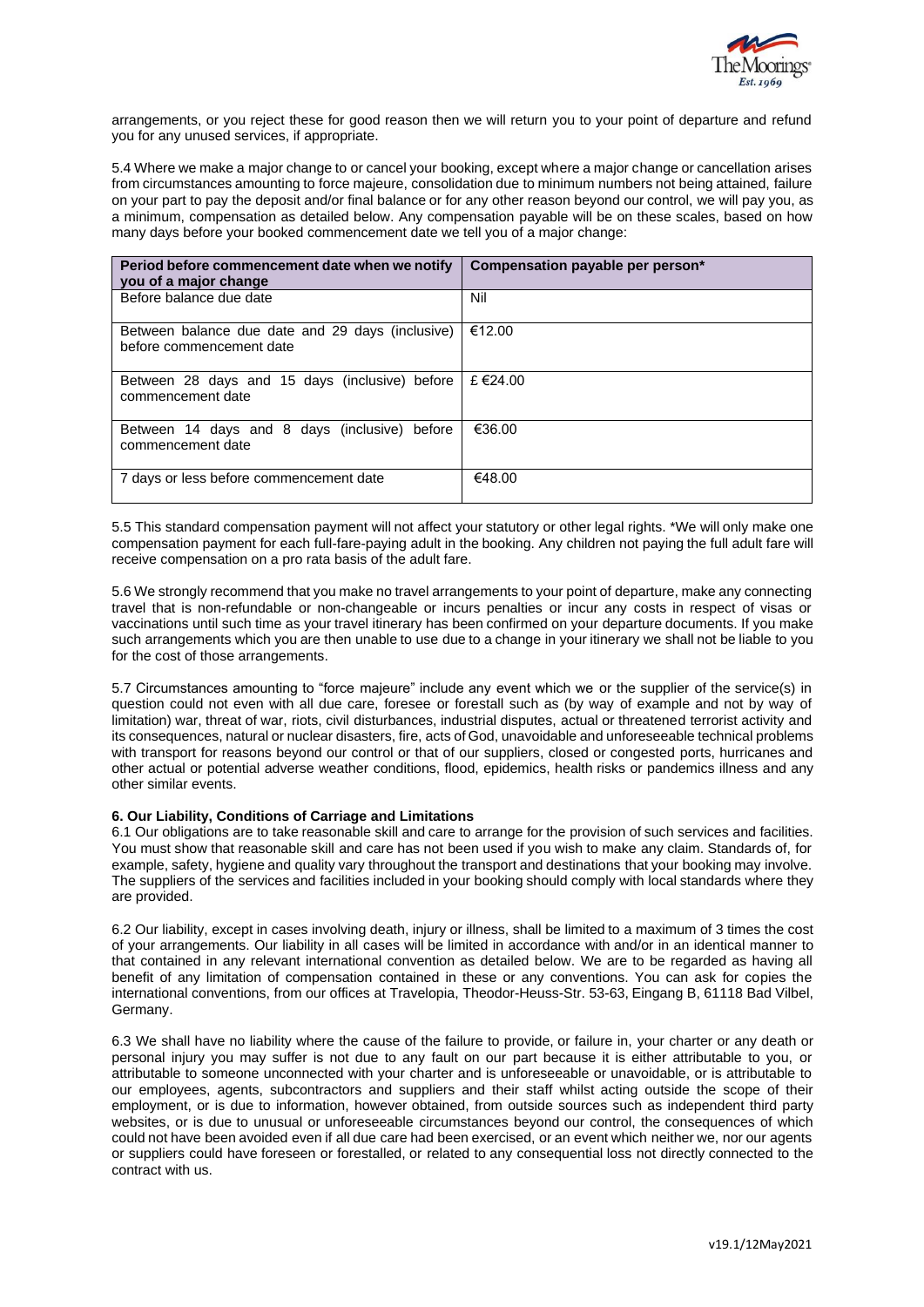arrangements, or you reject these for good reason then we will return you to your point of departure and refund you for any unused services, if appropriate.

5.4 Where we make a major change to or cancel your booking, except where a major change or cancellation arises from circumstances amounting to force majeure, consolidation due to minimum numbers not being attained, failure on your part to pay the deposit and/or final balance or for any other reason beyond our control, we will pay you, as a minimum, compensation as detailed below. Any compensation payable will be on these scales, based on how many days before your booked commencement date we tell you of a major change:

| Period before commencement date when we notify you of a major change | Compensation payable per person* |
|---|---|
| Before balance due date | Nil |
| Between balance due date and 29 days (inclusive) before commencement date | €12.00 |
| Between 28 days and 15 days (inclusive) before commencement date | £ €24.00 |
| Between 14 days and 8 days (inclusive) before commencement date | €36.00 |
| 7 days or less before commencement date | €48.00 |

5.5 This standard compensation payment will not affect your statutory or other legal rights. *We will only make one compensation payment for each full-fare-paying adult in the booking. Any children not paying the full adult fare will receive compensation on a pro rata basis of the adult fare.

5.6 We strongly recommend that you make no travel arrangements to your point of departure, make any connecting travel that is non-refundable or non-changeable or incurs penalties or incur any costs in respect of visas or vaccinations until such time as your travel itinerary has been confirmed on your departure documents. If you make such arrangements which you are then unable to use due to a change in your itinerary we shall not be liable to you for the cost of those arrangements.

5.7 Circumstances amounting to "force majeure" include any event which we or the supplier of the service(s) in question could not even with all due care, foresee or forestall such as (by way of example and not by way of limitation) war, threat of war, riots, civil disturbances, industrial disputes, actual or threatened terrorist activity and its consequences, natural or nuclear disasters, fire, acts of God, unavoidable and unforeseeable technical problems with transport for reasons beyond our control or that of our suppliers, closed or congested ports, hurricanes and other actual or potential adverse weather conditions, flood, epidemics, health risks or pandemics illness and any other similar events.

**6. Our Liability, Conditions of Carriage and Limitations**

6.1 Our obligations are to take reasonable skill and care to arrange for the provision of such services and facilities. You must show that reasonable skill and care has not been used if you wish to make any claim. Standards of, for example, safety, hygiene and quality vary throughout the transport and destinations that your booking may involve. The suppliers of the services and facilities included in your booking should comply with local standards where they are provided.

6.2 Our liability, except in cases involving death, injury or illness, shall be limited to a maximum of 3 times the cost of your arrangements. Our liability in all cases will be limited in accordance with and/or in an identical manner to that contained in any relevant international convention as detailed below. We are to be regarded as having all benefit of any limitation of compensation contained in these or any conventions. You can ask for copies the international conventions, from our offices at Travelopia, Theodor-Heuss-Str. 53-63, Eingang B, 61118 Bad Vilbel, Germany.

6.3 We shall have no liability where the cause of the failure to provide, or failure in, your charter or any death or personal injury you may suffer is not due to any fault on our part because it is either attributable to you, or attributable to someone unconnected with your charter and is unforeseeable or unavoidable, or is attributable to our employees, agents, subcontractors and suppliers and their staff whilst acting outside the scope of their employment, or is due to information, however obtained, from outside sources such as independent third party websites, or is due to unusual or unforeseeable circumstances beyond our control, the consequences of which could not have been avoided even if all due care had been exercised, or an event which neither we, nor our agents or suppliers could have foreseen or forestalled, or related to any consequential loss not directly connected to the contract with us.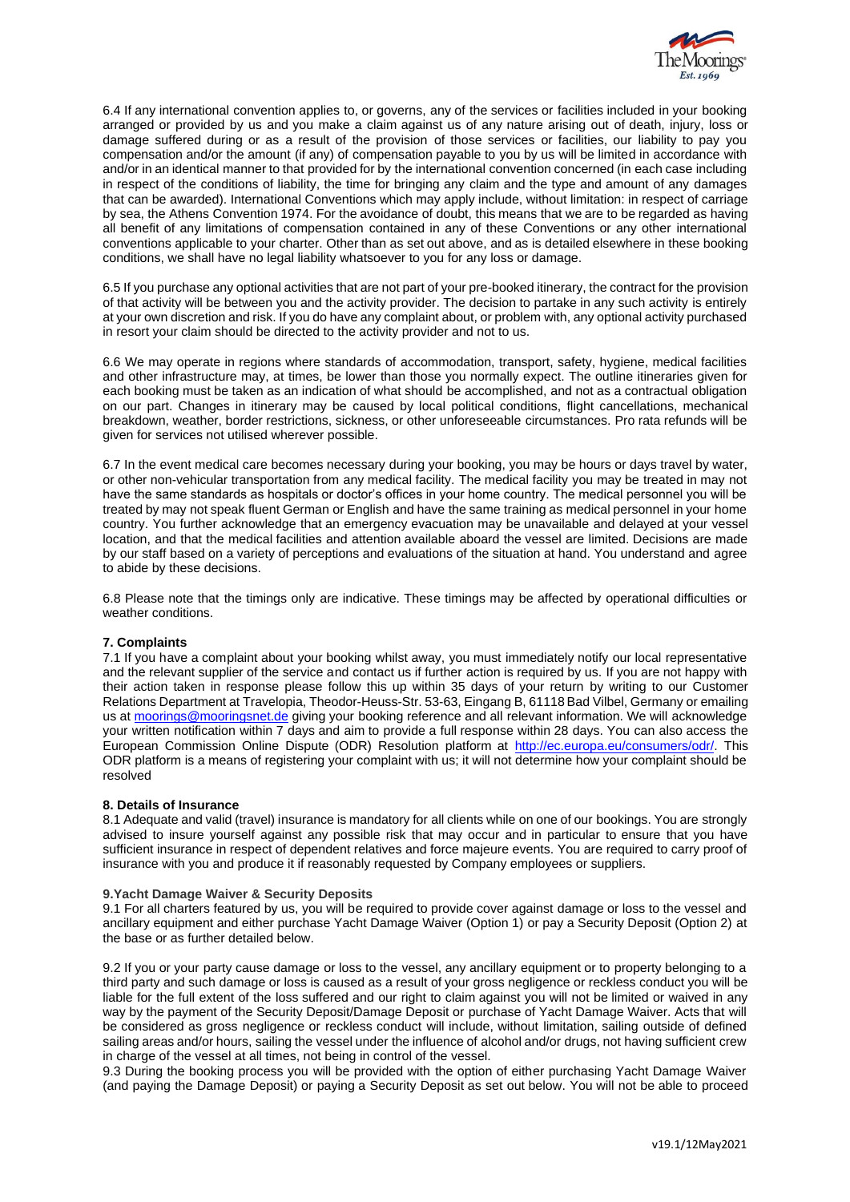6.4 If any international convention applies to, or governs, any of the services or facilities included in your booking arranged or provided by us and you make a claim against us of any nature arising out of death, injury, loss or damage suffered during or as a result of the provision of those services or facilities, our liability to pay you compensation and/or the amount (if any) of compensation payable to you by us will be limited in accordance with and/or in an identical manner to that provided for by the international convention concerned (in each case including in respect of the conditions of liability, the time for bringing any claim and the type and amount of any damages that can be awarded). International Conventions which may apply include, without limitation: in respect of carriage by sea, the Athens Convention 1974. For the avoidance of doubt, this means that we are to be regarded as having all benefit of any limitations of compensation contained in any of these Conventions or any other international conventions applicable to your charter. Other than as set out above, and as is detailed elsewhere in these booking conditions, we shall have no legal liability whatsoever to you for any loss or damage.

6.5 If you purchase any optional activities that are not part of your pre-booked itinerary, the contract for the provision of that activity will be between you and the activity provider. The decision to partake in any such activity is entirely at your own discretion and risk. If you do have any complaint about, or problem with, any optional activity purchased in resort your claim should be directed to the activity provider and not to us.

6.6 We may operate in regions where standards of accommodation, transport, safety, hygiene, medical facilities and other infrastructure may, at times, be lower than those you normally expect. The outline itineraries given for each booking must be taken as an indication of what should be accomplished, and not as a contractual obligation on our part. Changes in itinerary may be caused by local political conditions, flight cancellations, mechanical breakdown, weather, border restrictions, sickness, or other unforeseeable circumstances. Pro rata refunds will be given for services not utilised wherever possible.

6.7 In the event medical care becomes necessary during your booking, you may be hours or days travel by water, or other non-vehicular transportation from any medical facility. The medical facility you may be treated in may not have the same standards as hospitals or doctor's offices in your home country. The medical personnel you will be treated by may not speak fluent German or English and have the same training as medical personnel in your home country. You further acknowledge that an emergency evacuation may be unavailable and delayed at your vessel location, and that the medical facilities and attention available aboard the vessel are limited. Decisions are made by our staff based on a variety of perceptions and evaluations of the situation at hand. You understand and agree to abide by these decisions.

6.8 Please note that the timings only are indicative. These timings may be affected by operational difficulties or weather conditions.

**7. Complaints**

7.1 If you have a complaint about your booking whilst away, you must immediately notify our local representative and the relevant supplier of the service and contact us if further action is required by us. If you are not happy with their action taken in response please follow this up within 35 days of your return by writing to our Customer Relations Department at Travelopia, Theodor-Heuss-Str. 53-63, Eingang B, 61118 Bad Vilbel, Germany or emailing us at moorings@mooringsnet.de giving your booking reference and all relevant information. We will acknowledge your written notification within 7 days and aim to provide a full response within 28 days. You can also access the European Commission Online Dispute (ODR) Resolution platform at http://ec.europa.eu/consumers/odr/. This ODR platform is a means of registering your complaint with us; it will not determine how your complaint should be resolved

**8. Details of Insurance**

8.1 Adequate and valid (travel) insurance is mandatory for all clients while on one of our bookings. You are strongly advised to insure yourself against any possible risk that may occur and in particular to ensure that you have sufficient insurance in respect of dependent relatives and force majeure events. You are required to carry proof of insurance with you and produce it if reasonably requested by Company employees or suppliers.

**9.Yacht Damage Waiver & Security Deposits**

9.1 For all charters featured by us, you will be required to provide cover against damage or loss to the vessel and ancillary equipment and either purchase Yacht Damage Waiver (Option 1) or pay a Security Deposit (Option 2) at the base or as further detailed below.

9.2 If you or your party cause damage or loss to the vessel, any ancillary equipment or to property belonging to a third party and such damage or loss is caused as a result of your gross negligence or reckless conduct you will be liable for the full extent of the loss suffered and our right to claim against you will not be limited or waived in any way by the payment of the Security Deposit/Damage Deposit or purchase of Yacht Damage Waiver. Acts that will be considered as gross negligence or reckless conduct will include, without limitation, sailing outside of defined sailing areas and/or hours, sailing the vessel under the influence of alcohol and/or drugs, not having sufficient crew in charge of the vessel at all times, not being in control of the vessel.

9.3 During the booking process you will be provided with the option of either purchasing Yacht Damage Waiver (and paying the Damage Deposit) or paying a Security Deposit as set out below. You will not be able to proceed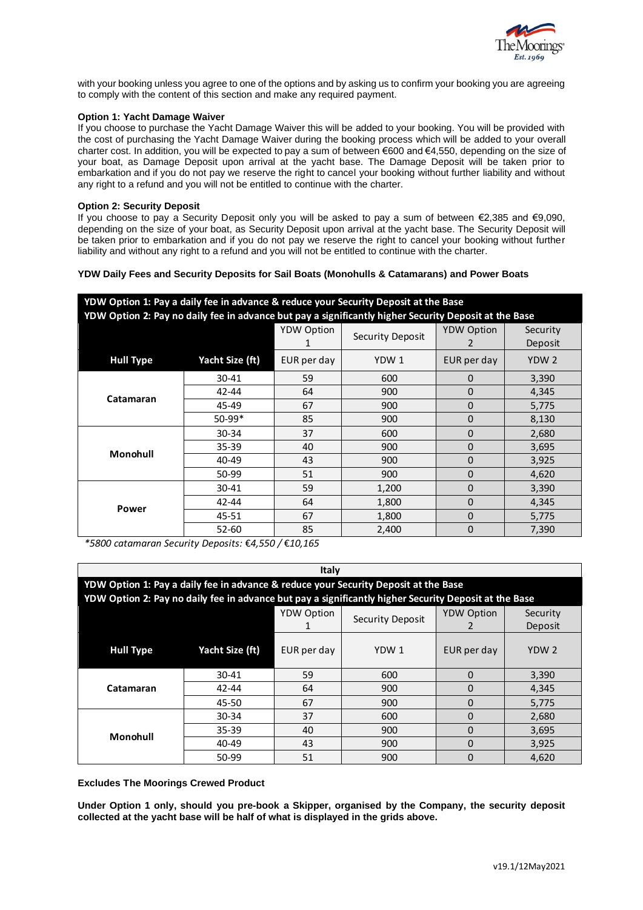with your booking unless you agree to one of the options and by asking us to confirm your booking you are agreeing to comply with the content of this section and make any required payment.

**Option 1: Yacht Damage Waiver**

If you choose to purchase the Yacht Damage Waiver this will be added to your booking. You will be provided with the cost of purchasing the Yacht Damage Waiver during the booking process which will be added to your overall charter cost. In addition, you will be expected to pay a sum of between €600 and €4,550, depending on the size of your boat, as Damage Deposit upon arrival at the yacht base. The Damage Deposit will be taken prior to embarkation and if you do not pay we reserve the right to cancel your booking without further liability and without any right to a refund and you will not be entitled to continue with the charter.

**Option 2: Security Deposit**

If you choose to pay a Security Deposit only you will be asked to pay a sum of between €2,385 and €9,090, depending on the size of your boat, as Security Deposit upon arrival at the yacht base. The Security Deposit will be taken prior to embarkation and if you do not pay we reserve the right to cancel your booking without further liability and without any right to a refund and you will not be entitled to continue with the charter.

**YDW Daily Fees and Security Deposits for Sail Boats (Monohulls & Catamarans) and Power Boats**

| **YDW Option 1: Pay a daily fee in advance & reduce your Security Deposit at the Base<br>YDW Option 2: Pay no daily fee in advance but pay a significantly higher Security Deposit at the Base** | | | | | |
|---|---|---|---|---|---|
| | | YDW Option 1 | Security Deposit | YDW Option 2 | Security Deposit |
| **Hull Type** | **Yacht Size (ft)** | EUR per day | YDW 1 | EUR per day | YDW 2 |
| Catamaran | 30-41 | 59 | 600 | 0 | 3,390 |
| | 42-44 | 64 | 900 | 0 | 4,345 |
| | 45-49 | 67 | 900 | 0 | 5,775 |
| | 50-99* | 85 | 900 | 0 | 8,130 |
| Monohull | 30-34 | 37 | 600 | 0 | 2,680 |
| | 35-39 | 40 | 900 | 0 | 3,695 |
| | 40-49 | 43 | 900 | 0 | 3,925 |
| | 50-99 | 51 | 900 | 0 | 4,620 |
| Power | 30-41 | 59 | 1,200 | 0 | 3,390 |
| | 42-44 | 64 | 1,800 | 0 | 4,345 |
| | 45-51 | 67 | 1,800 | 0 | 5,775 |
| | 52-60 | 85 | 2,400 | 0 | 7,390 |

*\*5800 catamaran Security Deposits: €4,550 / €10,165*

| **Italy** | | | | | |
|---|---|---|---|---|---|
| **YDW Option 1: Pay a daily fee in advance & reduce your Security Deposit at the Base<br>YDW Option 2: Pay no daily fee in advance but pay a significantly higher Security Deposit at the Base** | | | | | |
| | | YDW Option 1 | Security Deposit | YDW Option 2 | Security Deposit |
| **Hull Type** | **Yacht Size (ft)** | EUR per day | YDW 1 | EUR per day | YDW 2 |
| Catamaran | 30-41 | 59 | 600 | 0 | 3,390 |
| | 42-44 | 64 | 900 | 0 | 4,345 |
| | 45-50 | 67 | 900 | 0 | 5,775 |
| Monohull | 30-34 | 37 | 600 | 0 | 2,680 |
| | 35-39 | 40 | 900 | 0 | 3,695 |
| | 40-49 | 43 | 900 | 0 | 3,925 |
| | 50-99 | 51 | 900 | 0 | 4,620 |

**Excludes The Moorings Crewed Product**

**Under Option 1 only, should you pre-book a Skipper, organised by the Company, the security deposit collected at the yacht base will be half of what is displayed in the grids above.**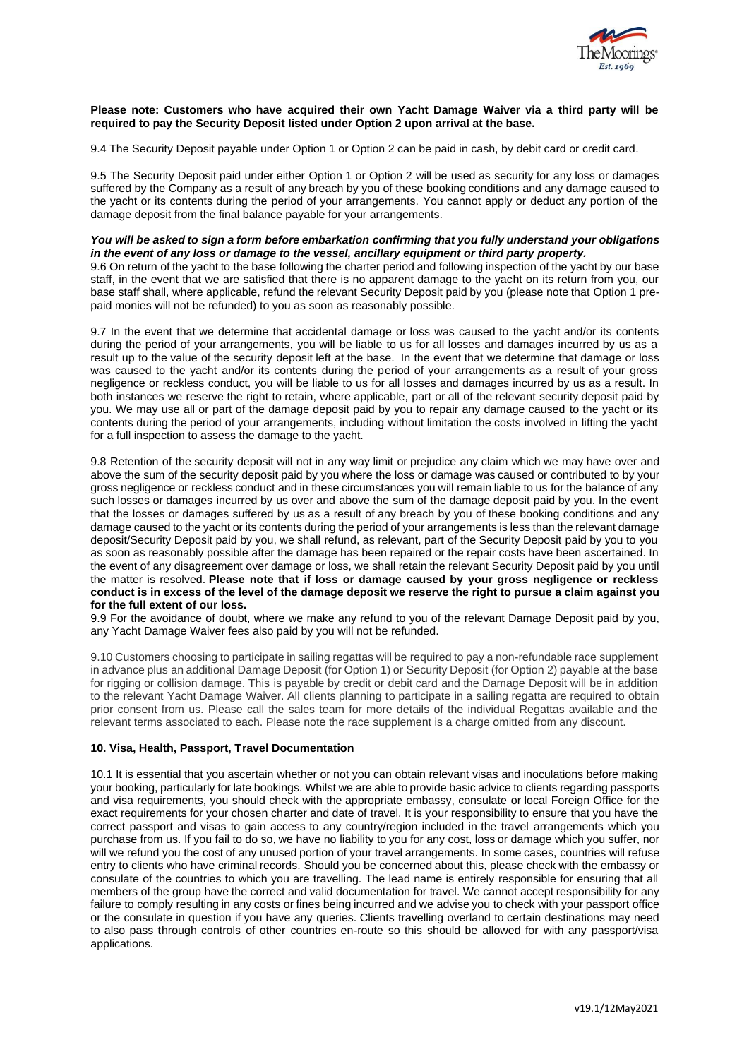**Please note: Customers who have acquired their own Yacht Damage Waiver via a third party will be required to pay the Security Deposit listed under Option 2 upon arrival at the base.**

9.4 The Security Deposit payable under Option 1 or Option 2 can be paid in cash, by debit card or credit card.

9.5 The Security Deposit paid under either Option 1 or Option 2 will be used as security for any loss or damages suffered by the Company as a result of any breach by you of these booking conditions and any damage caused to the yacht or its contents during the period of your arrangements. You cannot apply or deduct any portion of the damage deposit from the final balance payable for your arrangements.

***You will be asked to sign a form before embarkation confirming that you fully understand your obligations in the event of any loss or damage to the vessel, ancillary equipment or third party property.***

9.6 On return of the yacht to the base following the charter period and following inspection of the yacht by our base staff, in the event that we are satisfied that there is no apparent damage to the yacht on its return from you, our base staff shall, where applicable, refund the relevant Security Deposit paid by you (please note that Option 1 pre-paid monies will not be refunded) to you as soon as reasonably possible.

9.7 In the event that we determine that accidental damage or loss was caused to the yacht and/or its contents during the period of your arrangements, you will be liable to us for all losses and damages incurred by us as a result up to the value of the security deposit left at the base. In the event that we determine that damage or loss was caused to the yacht and/or its contents during the period of your arrangements as a result of your gross negligence or reckless conduct, you will be liable to us for all losses and damages incurred by us as a result. In both instances we reserve the right to retain, where applicable, part or all of the relevant security deposit paid by you. We may use all or part of the damage deposit paid by you to repair any damage caused to the yacht or its contents during the period of your arrangements, including without limitation the costs involved in lifting the yacht for a full inspection to assess the damage to the yacht.

9.8 Retention of the security deposit will not in any way limit or prejudice any claim which we may have over and above the sum of the security deposit paid by you where the loss or damage was caused or contributed to by your gross negligence or reckless conduct and in these circumstances you will remain liable to us for the balance of any such losses or damages incurred by us over and above the sum of the damage deposit paid by you. In the event that the losses or damages suffered by us as a result of any breach by you of these booking conditions and any damage caused to the yacht or its contents during the period of your arrangements is less than the relevant damage deposit/Security Deposit paid by you, we shall refund, as relevant, part of the Security Deposit paid by you to you as soon as reasonably possible after the damage has been repaired or the repair costs have been ascertained. In the event of any disagreement over damage or loss, we shall retain the relevant Security Deposit paid by you until the matter is resolved. **Please note that if loss or damage caused by your gross negligence or reckless conduct is in excess of the level of the damage deposit we reserve the right to pursue a claim against you for the full extent of our loss.**

9.9 For the avoidance of doubt, where we make any refund to you of the relevant Damage Deposit paid by you, any Yacht Damage Waiver fees also paid by you will not be refunded.

9.10 Customers choosing to participate in sailing regattas will be required to pay a non-refundable race supplement in advance plus an additional Damage Deposit (for Option 1) or Security Deposit (for Option 2) payable at the base for rigging or collision damage. This is payable by credit or debit card and the Damage Deposit will be in addition to the relevant Yacht Damage Waiver. All clients planning to participate in a sailing regatta are required to obtain prior consent from us. Please call the sales team for more details of the individual Regattas available and the relevant terms associated to each. Please note the race supplement is a charge omitted from any discount.

## 10. Visa, Health, Passport, Travel Documentation

10.1 It is essential that you ascertain whether or not you can obtain relevant visas and inoculations before making your booking, particularly for late bookings. Whilst we are able to provide basic advice to clients regarding passports and visa requirements, you should check with the appropriate embassy, consulate or local Foreign Office for the exact requirements for your chosen charter and date of travel. It is your responsibility to ensure that you have the correct passport and visas to gain access to any country/region included in the travel arrangements which you purchase from us. If you fail to do so, we have no liability to you for any cost, loss or damage which you suffer, nor will we refund you the cost of any unused portion of your travel arrangements. In some cases, countries will refuse entry to clients who have criminal records. Should you be concerned about this, please check with the embassy or consulate of the countries to which you are travelling. The lead name is entirely responsible for ensuring that all members of the group have the correct and valid documentation for travel. We cannot accept responsibility for any failure to comply resulting in any costs or fines being incurred and we advise you to check with your passport office or the consulate in question if you have any queries. Clients travelling overland to certain destinations may need to also pass through controls of other countries en-route so this should be allowed for with any passport/visa applications.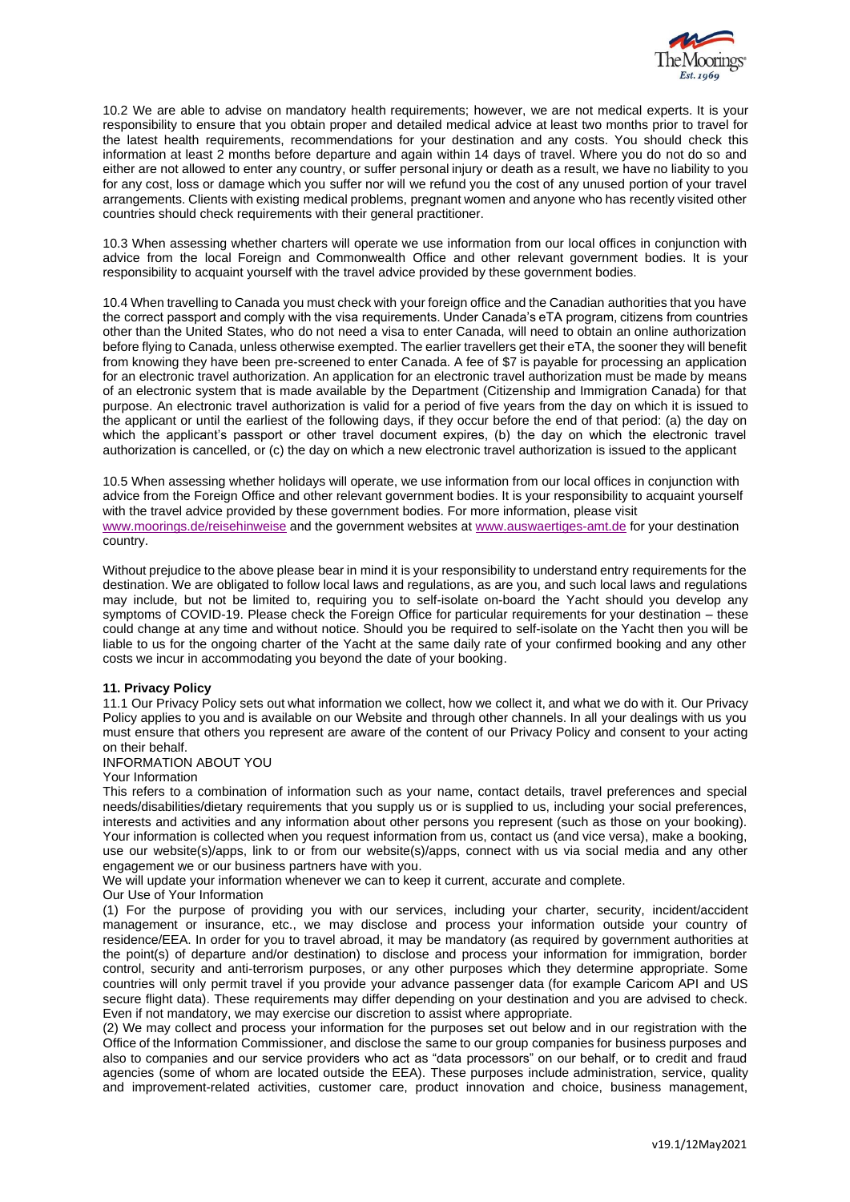10.2 We are able to advise on mandatory health requirements; however, we are not medical experts. It is your responsibility to ensure that you obtain proper and detailed medical advice at least two months prior to travel for the latest health requirements, recommendations for your destination and any costs. You should check this information at least 2 months before departure and again within 14 days of travel. Where you do not do so and either are not allowed to enter any country, or suffer personal injury or death as a result, we have no liability to you for any cost, loss or damage which you suffer nor will we refund you the cost of any unused portion of your travel arrangements. Clients with existing medical problems, pregnant women and anyone who has recently visited other countries should check requirements with their general practitioner.

10.3 When assessing whether charters will operate we use information from our local offices in conjunction with advice from the local Foreign and Commonwealth Office and other relevant government bodies. It is your responsibility to acquaint yourself with the travel advice provided by these government bodies.

10.4 When travelling to Canada you must check with your foreign office and the Canadian authorities that you have the correct passport and comply with the visa requirements. Under Canada's eTA program, citizens from countries other than the United States, who do not need a visa to enter Canada, will need to obtain an online authorization before flying to Canada, unless otherwise exempted. The earlier travellers get their eTA, the sooner they will benefit from knowing they have been pre-screened to enter Canada. A fee of $7 is payable for processing an application for an electronic travel authorization. An application for an electronic travel authorization must be made by means of an electronic system that is made available by the Department (Citizenship and Immigration Canada) for that purpose. An electronic travel authorization is valid for a period of five years from the day on which it is issued to the applicant or until the earliest of the following days, if they occur before the end of that period: (a) the day on which the applicant's passport or other travel document expires, (b) the day on which the electronic travel authorization is cancelled, or (c) the day on which a new electronic travel authorization is issued to the applicant

10.5 When assessing whether holidays will operate, we use information from our local offices in conjunction with advice from the Foreign Office and other relevant government bodies. It is your responsibility to acquaint yourself with the travel advice provided by these government bodies. For more information, please visit www.moorings.de/reisehinweise and the government websites at www.auswaertiges-amt.de for your destination country.

Without prejudice to the above please bear in mind it is your responsibility to understand entry requirements for the destination. We are obligated to follow local laws and regulations, as are you, and such local laws and regulations may include, but not be limited to, requiring you to self-isolate on-board the Yacht should you develop any symptoms of COVID-19. Please check the Foreign Office for particular requirements for your destination – these could change at any time and without notice. Should you be required to self-isolate on the Yacht then you will be liable to us for the ongoing charter of the Yacht at the same daily rate of your confirmed booking and any other costs we incur in accommodating you beyond the date of your booking.

**11. Privacy Policy**

11.1 Our Privacy Policy sets out what information we collect, how we collect it, and what we do with it. Our Privacy Policy applies to you and is available on our Website and through other channels. In all your dealings with us you must ensure that others you represent are aware of the content of our Privacy Policy and consent to your acting on their behalf.

INFORMATION ABOUT YOU

Your Information

This refers to a combination of information such as your name, contact details, travel preferences and special needs/disabilities/dietary requirements that you supply us or is supplied to us, including your social preferences, interests and activities and any information about other persons you represent (such as those on your booking). Your information is collected when you request information from us, contact us (and vice versa), make a booking, use our website(s)/apps, link to or from our website(s)/apps, connect with us via social media and any other engagement we or our business partners have with you.

We will update your information whenever we can to keep it current, accurate and complete.

Our Use of Your Information

(1) For the purpose of providing you with our services, including your charter, security, incident/accident management or insurance, etc., we may disclose and process your information outside your country of residence/EEA. In order for you to travel abroad, it may be mandatory (as required by government authorities at the point(s) of departure and/or destination) to disclose and process your information for immigration, border control, security and anti-terrorism purposes, or any other purposes which they determine appropriate. Some countries will only permit travel if you provide your advance passenger data (for example Caricom API and US secure flight data). These requirements may differ depending on your destination and you are advised to check. Even if not mandatory, we may exercise our discretion to assist where appropriate.

(2) We may collect and process your information for the purposes set out below and in our registration with the Office of the Information Commissioner, and disclose the same to our group companies for business purposes and also to companies and our service providers who act as "data processors" on our behalf, or to credit and fraud agencies (some of whom are located outside the EEA). These purposes include administration, service, quality and improvement-related activities, customer care, product innovation and choice, business management,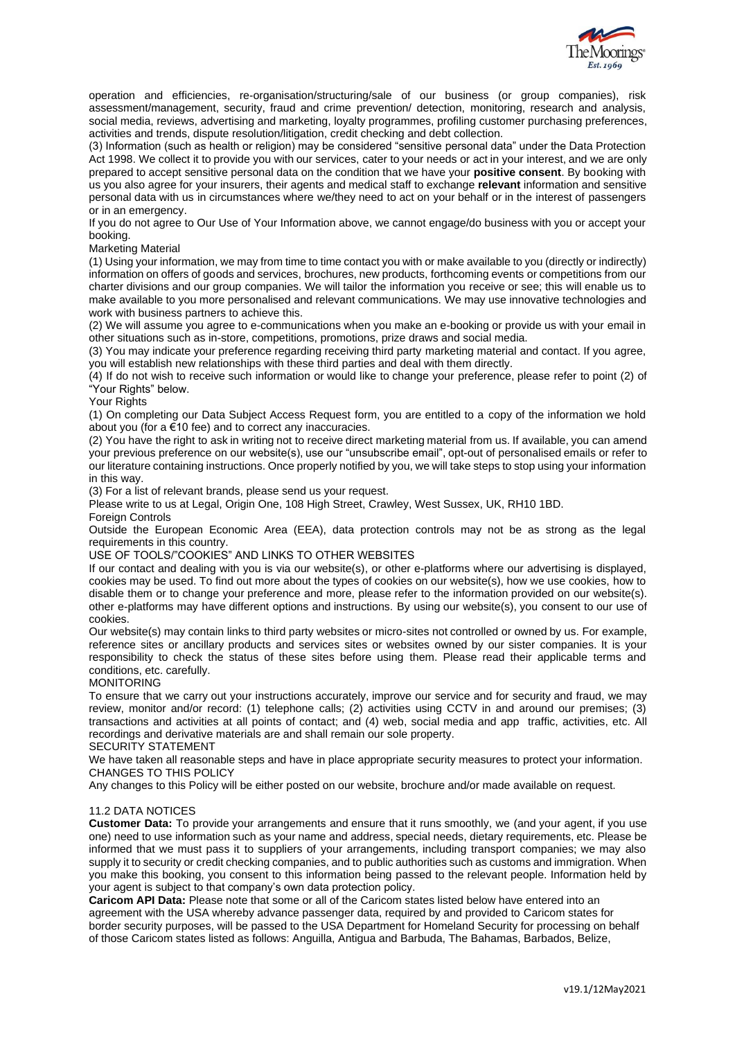operation and efficiencies, re-organisation/structuring/sale of our business (or group companies), risk assessment/management, security, fraud and crime prevention/ detection, monitoring, research and analysis, social media, reviews, advertising and marketing, loyalty programmes, profiling customer purchasing preferences, activities and trends, dispute resolution/litigation, credit checking and debt collection.

(3) Information (such as health or religion) may be considered "sensitive personal data" under the Data Protection Act 1998. We collect it to provide you with our services, cater to your needs or act in your interest, and we are only prepared to accept sensitive personal data on the condition that we have your **positive consent**. By booking with us you also agree for your insurers, their agents and medical staff to exchange **relevant** information and sensitive personal data with us in circumstances where we/they need to act on your behalf or in the interest of passengers or in an emergency.

If you do not agree to Our Use of Your Information above, we cannot engage/do business with you or accept your booking.

Marketing Material

(1) Using your information, we may from time to time contact you with or make available to you (directly or indirectly) information on offers of goods and services, brochures, new products, forthcoming events or competitions from our charter divisions and our group companies. We will tailor the information you receive or see; this will enable us to make available to you more personalised and relevant communications. We may use innovative technologies and work with business partners to achieve this.

(2) We will assume you agree to e-communications when you make an e-booking or provide us with your email in other situations such as in-store, competitions, promotions, prize draws and social media.

(3) You may indicate your preference regarding receiving third party marketing material and contact. If you agree, you will establish new relationships with these third parties and deal with them directly.

(4) If do not wish to receive such information or would like to change your preference, please refer to point (2) of "Your Rights" below.

Your Rights

(1) On completing our Data Subject Access Request form, you are entitled to a copy of the information we hold about you (for a €10 fee) and to correct any inaccuracies.

(2) You have the right to ask in writing not to receive direct marketing material from us. If available, you can amend your previous preference on our website(s), use our "unsubscribe email", opt-out of personalised emails or refer to our literature containing instructions. Once properly notified by you, we will take steps to stop using your information in this way.

(3) For a list of relevant brands, please send us your request.

Please write to us at Legal, Origin One, 108 High Street, Crawley, West Sussex, UK, RH10 1BD.

Foreign Controls

Outside the European Economic Area (EEA), data protection controls may not be as strong as the legal requirements in this country.

USE OF TOOLS/"COOKIES" AND LINKS TO OTHER WEBSITES

If our contact and dealing with you is via our website(s), or other e-platforms where our advertising is displayed, cookies may be used. To find out more about the types of cookies on our website(s), how we use cookies, how to disable them or to change your preference and more, please refer to the information provided on our website(s). other e-platforms may have different options and instructions. By using our website(s), you consent to our use of cookies.

Our website(s) may contain links to third party websites or micro-sites not controlled or owned by us. For example, reference sites or ancillary products and services sites or websites owned by our sister companies. It is your responsibility to check the status of these sites before using them. Please read their applicable terms and conditions, etc. carefully.

MONITORING

To ensure that we carry out your instructions accurately, improve our service and for security and fraud, we may review, monitor and/or record: (1) telephone calls; (2) activities using CCTV in and around our premises; (3) transactions and activities at all points of contact; and (4) web, social media and app traffic, activities, etc. All recordings and derivative materials are and shall remain our sole property.

SECURITY STATEMENT

We have taken all reasonable steps and have in place appropriate security measures to protect your information.

CHANGES TO THIS POLICY

Any changes to this Policy will be either posted on our website, brochure and/or made available on request.

11.2 DATA NOTICES

**Customer Data:** To provide your arrangements and ensure that it runs smoothly, we (and your agent, if you use one) need to use information such as your name and address, special needs, dietary requirements, etc. Please be informed that we must pass it to suppliers of your arrangements, including transport companies; we may also supply it to security or credit checking companies, and to public authorities such as customs and immigration. When you make this booking, you consent to this information being passed to the relevant people. Information held by your agent is subject to that company's own data protection policy.

**Caricom API Data:** Please note that some or all of the Caricom states listed below have entered into an agreement with the USA whereby advance passenger data, required by and provided to Caricom states for border security purposes, will be passed to the USA Department for Homeland Security for processing on behalf of those Caricom states listed as follows: Anguilla, Antigua and Barbuda, The Bahamas, Barbados, Belize,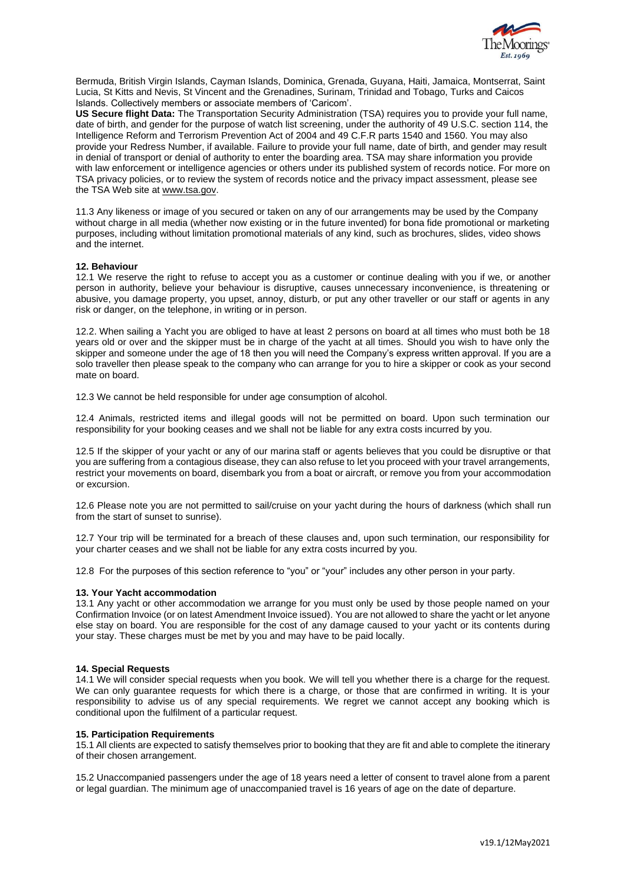Bermuda, British Virgin Islands, Cayman Islands, Dominica, Grenada, Guyana, Haiti, Jamaica, Montserrat, Saint Lucia, St Kitts and Nevis, St Vincent and the Grenadines, Surinam, Trinidad and Tobago, Turks and Caicos Islands. Collectively members or associate members of 'Caricom'.

**US Secure flight Data:** The Transportation Security Administration (TSA) requires you to provide your full name, date of birth, and gender for the purpose of watch list screening, under the authority of 49 U.S.C. section 114, the Intelligence Reform and Terrorism Prevention Act of 2004 and 49 C.F.R parts 1540 and 1560. You may also provide your Redress Number, if available. Failure to provide your full name, date of birth, and gender may result in denial of transport or denial of authority to enter the boarding area. TSA may share information you provide with law enforcement or intelligence agencies or others under its published system of records notice. For more on TSA privacy policies, or to review the system of records notice and the privacy impact assessment, please see the TSA Web site at www.tsa.gov.

11.3 Any likeness or image of you secured or taken on any of our arrangements may be used by the Company without charge in all media (whether now existing or in the future invented) for bona fide promotional or marketing purposes, including without limitation promotional materials of any kind, such as brochures, slides, video shows and the internet.

### 12. Behaviour

12.1 We reserve the right to refuse to accept you as a customer or continue dealing with you if we, or another person in authority, believe your behaviour is disruptive, causes unnecessary inconvenience, is threatening or abusive, you damage property, you upset, annoy, disturb, or put any other traveller or our staff or agents in any risk or danger, on the telephone, in writing or in person.

12.2. When sailing a Yacht you are obliged to have at least 2 persons on board at all times who must both be 18 years old or over and the skipper must be in charge of the yacht at all times. Should you wish to have only the skipper and someone under the age of 18 then you will need the Company's express written approval. If you are a solo traveller then please speak to the company who can arrange for you to hire a skipper or cook as your second mate on board.

12.3 We cannot be held responsible for under age consumption of alcohol.

12.4 Animals, restricted items and illegal goods will not be permitted on board. Upon such termination our responsibility for your booking ceases and we shall not be liable for any extra costs incurred by you.

12.5 If the skipper of your yacht or any of our marina staff or agents believes that you could be disruptive or that you are suffering from a contagious disease, they can also refuse to let you proceed with your travel arrangements, restrict your movements on board, disembark you from a boat or aircraft, or remove you from your accommodation or excursion.

12.6 Please note you are not permitted to sail/cruise on your yacht during the hours of darkness (which shall run from the start of sunset to sunrise).

12.7 Your trip will be terminated for a breach of these clauses and, upon such termination, our responsibility for your charter ceases and we shall not be liable for any extra costs incurred by you.

12.8 For the purposes of this section reference to "you" or "your" includes any other person in your party.

### 13. Your Yacht accommodation

13.1 Any yacht or other accommodation we arrange for you must only be used by those people named on your Confirmation Invoice (or on latest Amendment Invoice issued). You are not allowed to share the yacht or let anyone else stay on board. You are responsible for the cost of any damage caused to your yacht or its contents during your stay. These charges must be met by you and may have to be paid locally.

### 14. Special Requests

14.1 We will consider special requests when you book. We will tell you whether there is a charge for the request. We can only guarantee requests for which there is a charge, or those that are confirmed in writing. It is your responsibility to advise us of any special requirements. We regret we cannot accept any booking which is conditional upon the fulfilment of a particular request.

### 15. Participation Requirements

15.1 All clients are expected to satisfy themselves prior to booking that they are fit and able to complete the itinerary of their chosen arrangement.

15.2 Unaccompanied passengers under the age of 18 years need a letter of consent to travel alone from a parent or legal guardian. The minimum age of unaccompanied travel is 16 years of age on the date of departure.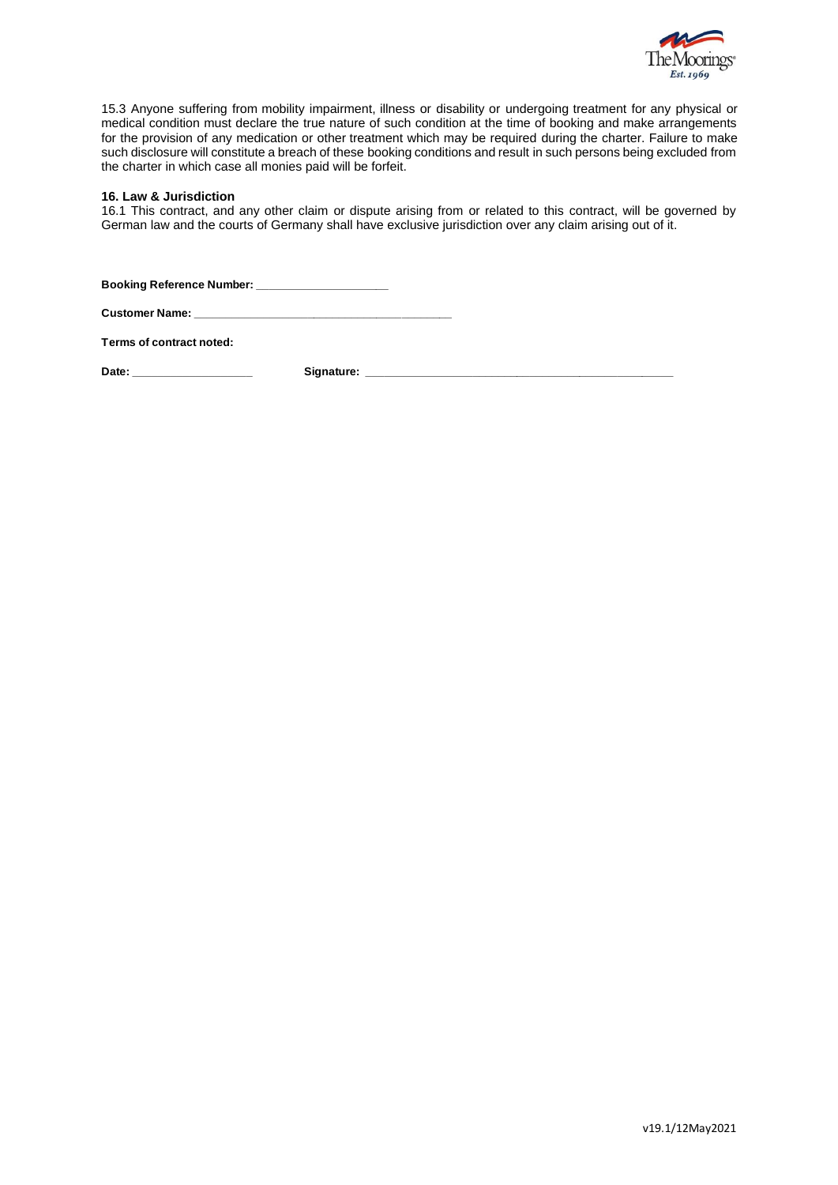15.3 Anyone suffering from mobility impairment, illness or disability or undergoing treatment for any physical or medical condition must declare the true nature of such condition at the time of booking and make arrangements for the provision of any medication or other treatment which may be required during the charter. Failure to make such disclosure will constitute a breach of these booking conditions and result in such persons being excluded from the charter in which case all monies paid will be forfeit.

**16. Law & Jurisdiction**

16.1 This contract, and any other claim or dispute arising from or related to this contract, will be governed by German law and the courts of Germany shall have exclusive jurisdiction over any claim arising out of it.

**Booking Reference Number: ____________________**

**Customer Name: ________________________________________**

**Terms of contract noted:**

**Date: ___________________** **Signature: ________________________________________________**

v19.1/12May2021